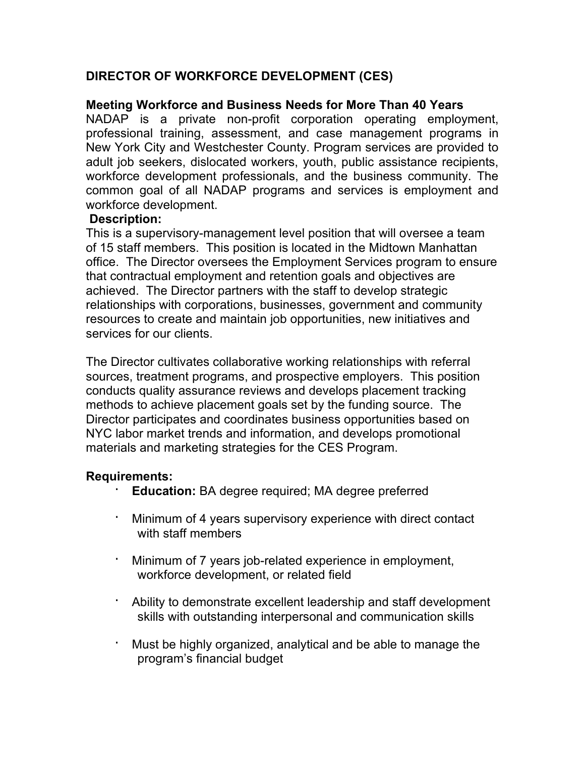# DIRECTOR OF WORKFORCE DEVELOPMENT (CES)

**Meeting Workforce and Business Needs for More Than 40 Years**

NADAP is a private non-profit corporation operating employment, professional training, assessment, and case management programs in New York City and Westchester County. Program services are provided to adult job seekers, dislocated workers, youth, public assistance recipients, workforce development professionals, and the business community. The common goal of all NADAP programs and services is employment and workforce development.

**Description:**

This is a supervisory-management level position that will oversee a team of 15 staff members. This position is located in the Midtown Manhattan office. The Director oversees the Employment Services program to ensure that contractual employment and retention goals and objectives are achieved. The Director partners with the staff to develop strategic relationships with corporations, businesses, government and community resources to create and maintain job opportunities, new initiatives and services for our clients.

The Director cultivates collaborative working relationships with referral sources, treatment programs, and prospective employers. This position conducts quality assurance reviews and develops placement tracking methods to achieve placement goals set by the funding source. The Director participates and coordinates business opportunities based on NYC labor market trends and information, and develops promotional materials and marketing strategies for the CES Program.

**Requirements:**

- **Education:** BA degree required; MA degree preferred
- Minimum of 4 years supervisory experience with direct contact with staff members
- Minimum of 7 years job-related experience in employment, workforce development, or related field
- Ability to demonstrate excellent leadership and staff development skills with outstanding interpersonal and communication skills
- Must be highly organized, analytical and be able to manage the program's financial budget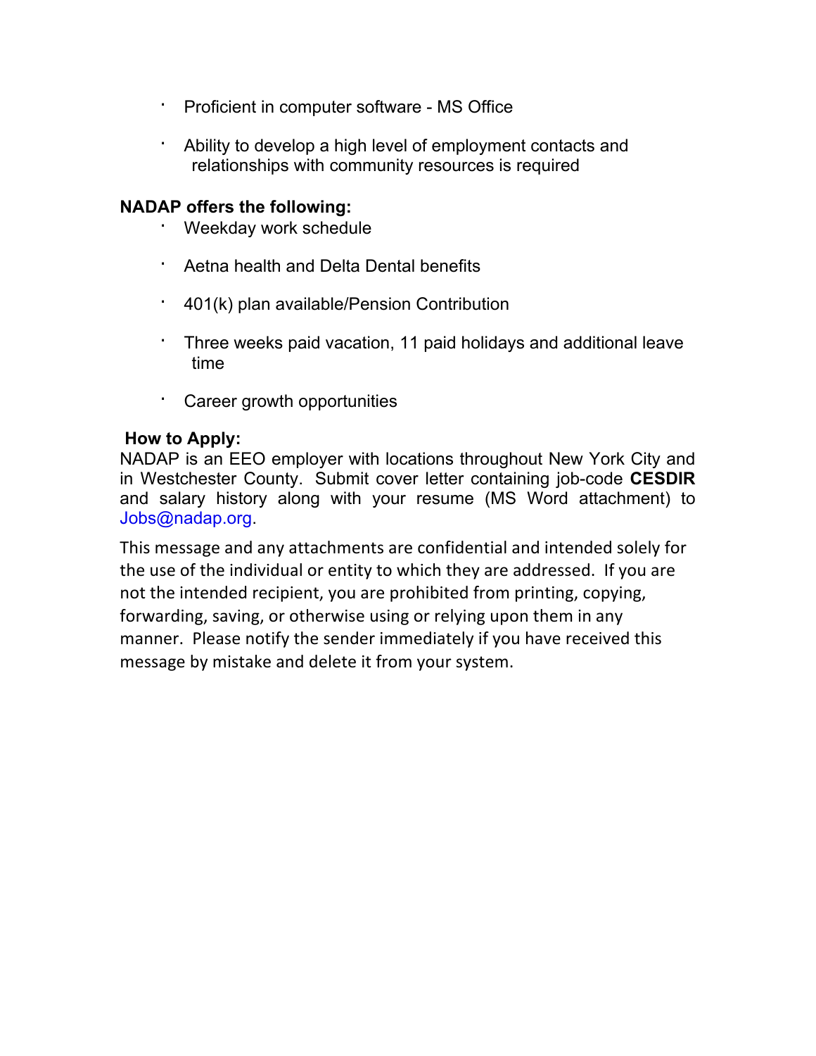- Proficient in computer software - MS Office
- Ability to develop a high level of employment contacts and relationships with community resources is required

**NADAP offers the following:**

- Weekday work schedule
- Aetna health and Delta Dental benefits
- 401(k) plan available/Pension Contribution
- Three weeks paid vacation, 11 paid holidays and additional leave time
- Career growth opportunities

**How to Apply:**

NADAP is an EEO employer with locations throughout New York City and in Westchester County. Submit cover letter containing job-code **CESDIR** and salary history along with your resume (MS Word attachment) to Jobs@nadap.org.

This message and any attachments are confidential and intended solely for the use of the individual or entity to which they are addressed. If you are not the intended recipient, you are prohibited from printing, copying, forwarding, saving, or otherwise using or relying upon them in any manner. Please notify the sender immediately if you have received this message by mistake and delete it from your system.